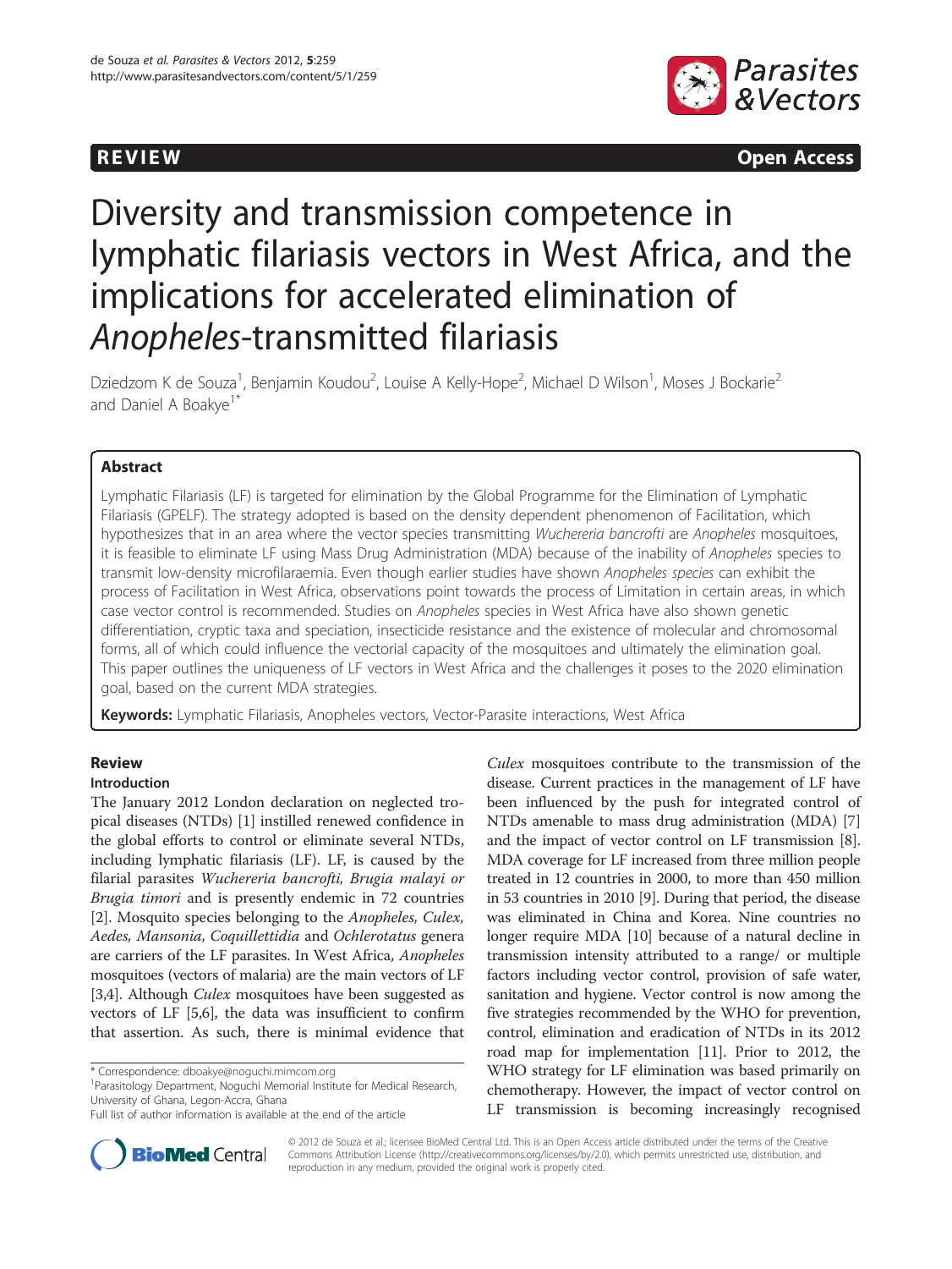REVIEW Open Access

# Diversity and transmission competence in lymphatic filariasis vectors in West Africa, and the implications for accelerated elimination of *Anopheles*-transmitted filariasis

Dziedzom K de Souza[1], Benjamin Koudou[2], Louise A Kelly-Hope[2], Michael D Wilson[1], Moses J Bockarie[2] and Daniel A Boakye[1*]

## Abstract

Lymphatic Filariasis (LF) is targeted for elimination by the Global Programme for the Elimination of Lymphatic Filariasis (GPELF). The strategy adopted is based on the density dependent phenomenon of Facilitation, which hypothesizes that in an area where the vector species transmitting *Wuchereria bancrofti* are *Anopheles* mosquitoes, it is feasible to eliminate LF using Mass Drug Administration (MDA) because of the inability of *Anopheles* species to transmit low-density microfilaraemia. Even though earlier studies have shown *Anopheles species* can exhibit the process of Facilitation in West Africa, observations point towards the process of Limitation in certain areas, in which case vector control is recommended. Studies on *Anopheles* species in West Africa have also shown genetic differentiation, cryptic taxa and speciation, insecticide resistance and the existence of molecular and chromosomal forms, all of which could influence the vectorial capacity of the mosquitoes and ultimately the elimination goal. This paper outlines the uniqueness of LF vectors in West Africa and the challenges it poses to the 2020 elimination goal, based on the current MDA strategies.

**Keywords:** Lymphatic Filariasis, Anopheles vectors, Vector-Parasite interactions, West Africa

## Review

### Introduction

The January 2012 London declaration on neglected tropical diseases (NTDs) [1] instilled renewed confidence in the global efforts to control or eliminate several NTDs, including lymphatic filariasis (LF). LF, is caused by the filarial parasites *Wuchereria bancrofti, Brugia malayi or Brugia timori* and is presently endemic in 72 countries [2]. Mosquito species belonging to the *Anopheles, Culex, Aedes, Mansonia, Coquillettidia* and *Ochlerotatus* genera are carriers of the LF parasites. In West Africa, *Anopheles* mosquitoes (vectors of malaria) are the main vectors of LF [3,4]. Although *Culex* mosquitoes have been suggested as vectors of LF [5,6], the data was insufficient to confirm that assertion. As such, there is minimal evidence that *Culex* mosquitoes contribute to the transmission of the disease. Current practices in the management of LF have been influenced by the push for integrated control of NTDs amenable to mass drug administration (MDA) [7] and the impact of vector control on LF transmission [8]. MDA coverage for LF increased from three million people treated in 12 countries in 2000, to more than 450 million in 53 countries in 2010 [9]. During that period, the disease was eliminated in China and Korea. Nine countries no longer require MDA [10] because of a natural decline in transmission intensity attributed to a range/ or multiple factors including vector control, provision of safe water, sanitation and hygiene. Vector control is now among the five strategies recommended by the WHO for prevention, control, elimination and eradication of NTDs in its 2012 road map for implementation [11]. Prior to 2012, the WHO strategy for LF elimination was based primarily on chemotherapy. However, the impact of vector control on LF transmission is becoming increasingly recognised

\* Correspondence: dboakye@noguchi.mimcom.org
[1]Parasitology Department, Noguchi Memorial Institute for Medical Research, University of Ghana, Legon-Accra, Ghana
Full list of author information is available at the end of the article

© 2012 de Souza et al.; licensee BioMed Central Ltd. This is an Open Access article distributed under the terms of the Creative Commons Attribution License (http://creativecommons.org/licenses/by/2.0), which permits unrestricted use, distribution, and reproduction in any medium, provided the original work is properly cited.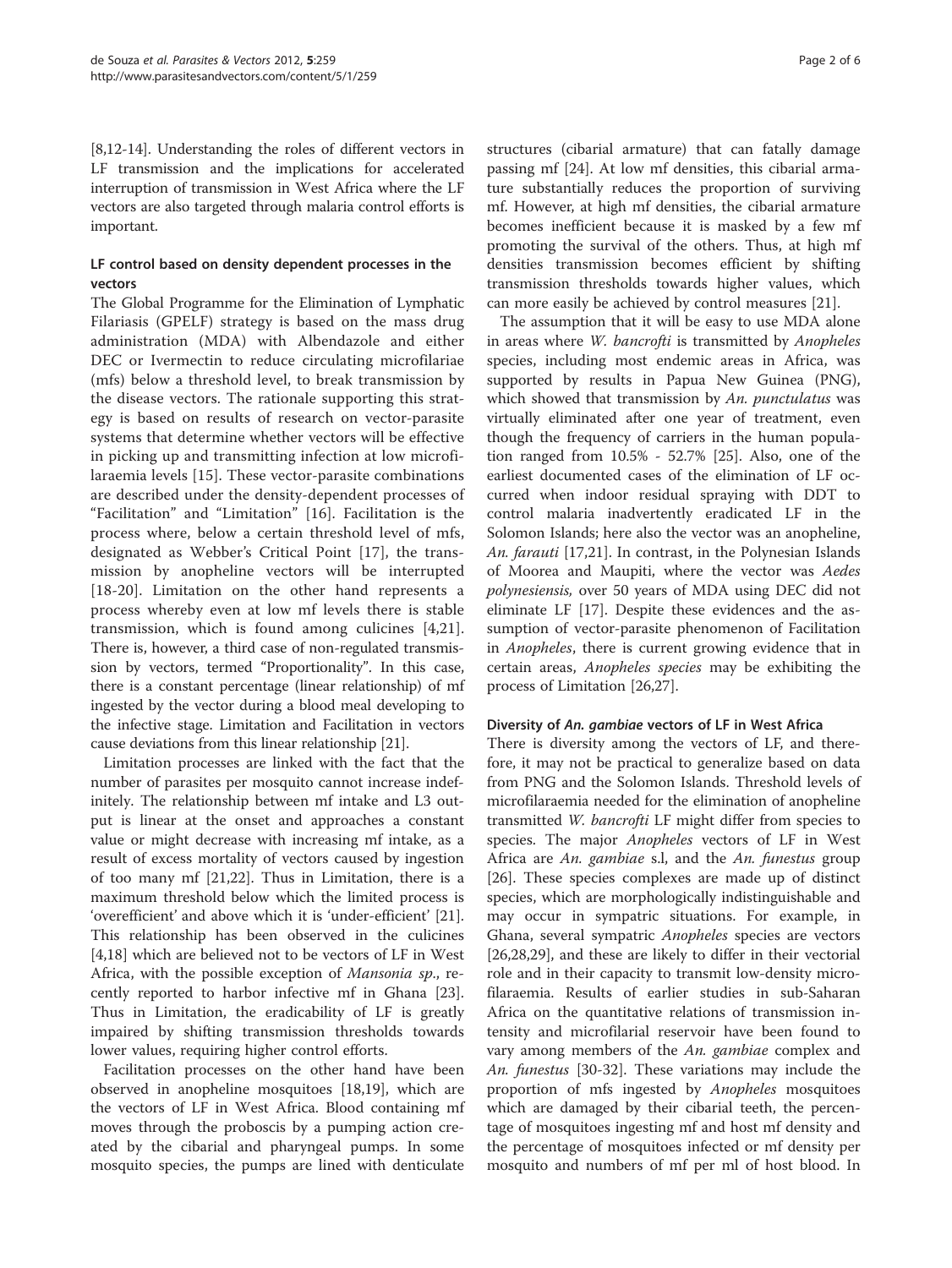[8,12-14]. Understanding the roles of different vectors in LF transmission and the implications for accelerated interruption of transmission in West Africa where the LF vectors are also targeted through malaria control efforts is important.

### LF control based on density dependent processes in the vectors

The Global Programme for the Elimination of Lymphatic Filariasis (GPELF) strategy is based on the mass drug administration (MDA) with Albendazole and either DEC or Ivermectin to reduce circulating microfilariae (mfs) below a threshold level, to break transmission by the disease vectors. The rationale supporting this strategy is based on results of research on vector-parasite systems that determine whether vectors will be effective in picking up and transmitting infection at low microfilaraemia levels [15]. These vector-parasite combinations are described under the density-dependent processes of "Facilitation" and "Limitation" [16]. Facilitation is the process where, below a certain threshold level of mfs, designated as Webber's Critical Point [17], the transmission by anopheline vectors will be interrupted [18-20]. Limitation on the other hand represents a process whereby even at low mf levels there is stable transmission, which is found among culicines [4,21]. There is, however, a third case of non-regulated transmission by vectors, termed "Proportionality". In this case, there is a constant percentage (linear relationship) of mf ingested by the vector during a blood meal developing to the infective stage. Limitation and Facilitation in vectors cause deviations from this linear relationship [21].

Limitation processes are linked with the fact that the number of parasites per mosquito cannot increase indefinitely. The relationship between mf intake and L3 output is linear at the onset and approaches a constant value or might decrease with increasing mf intake, as a result of excess mortality of vectors caused by ingestion of too many mf [21,22]. Thus in Limitation, there is a maximum threshold below which the limited process is 'overefficient' and above which it is 'under-efficient' [21]. This relationship has been observed in the culicines [4,18] which are believed not to be vectors of LF in West Africa, with the possible exception of *Mansonia sp*., recently reported to harbor infective mf in Ghana [23]. Thus in Limitation, the eradicability of LF is greatly impaired by shifting transmission thresholds towards lower values, requiring higher control efforts.

Facilitation processes on the other hand have been observed in anopheline mosquitoes [18,19], which are the vectors of LF in West Africa. Blood containing mf moves through the proboscis by a pumping action created by the cibarial and pharyngeal pumps. In some mosquito species, the pumps are lined with denticulate structures (cibarial armature) that can fatally damage passing mf [24]. At low mf densities, this cibarial armature substantially reduces the proportion of surviving mf. However, at high mf densities, the cibarial armature becomes inefficient because it is masked by a few mf promoting the survival of the others. Thus, at high mf densities transmission becomes efficient by shifting transmission thresholds towards higher values, which can more easily be achieved by control measures [21].

The assumption that it will be easy to use MDA alone in areas where *W. bancrofti* is transmitted by *Anopheles* species, including most endemic areas in Africa, was supported by results in Papua New Guinea (PNG), which showed that transmission by *An. punctulatus* was virtually eliminated after one year of treatment, even though the frequency of carriers in the human population ranged from 10.5% - 52.7% [25]. Also, one of the earliest documented cases of the elimination of LF occurred when indoor residual spraying with DDT to control malaria inadvertently eradicated LF in the Solomon Islands; here also the vector was an anopheline, *An. farauti* [17,21]. In contrast, in the Polynesian Islands of Moorea and Maupiti, where the vector was *Aedes polynesiensis,* over 50 years of MDA using DEC did not eliminate LF [17]. Despite these evidences and the assumption of vector-parasite phenomenon of Facilitation in *Anopheles*, there is current growing evidence that in certain areas, *Anopheles species* may be exhibiting the process of Limitation [26,27].

### Diversity of *An. gambiae* vectors of LF in West Africa

There is diversity among the vectors of LF, and therefore, it may not be practical to generalize based on data from PNG and the Solomon Islands. Threshold levels of microfilaraemia needed for the elimination of anopheline transmitted *W. bancrofti* LF might differ from species to species. The major *Anopheles* vectors of LF in West Africa are *An. gambiae* s.l, and the *An. funestus* group [26]. These species complexes are made up of distinct species, which are morphologically indistinguishable and may occur in sympatric situations. For example, in Ghana, several sympatric *Anopheles* species are vectors [26,28,29], and these are likely to differ in their vectorial role and in their capacity to transmit low-density microfilaraemia. Results of earlier studies in sub-Saharan Africa on the quantitative relations of transmission intensity and microfilarial reservoir have been found to vary among members of the *An. gambiae* complex and *An. funestus* [30-32]. These variations may include the proportion of mfs ingested by *Anopheles* mosquitoes which are damaged by their cibarial teeth, the percentage of mosquitoes ingesting mf and host mf density and the percentage of mosquitoes infected or mf density per mosquito and numbers of mf per ml of host blood. In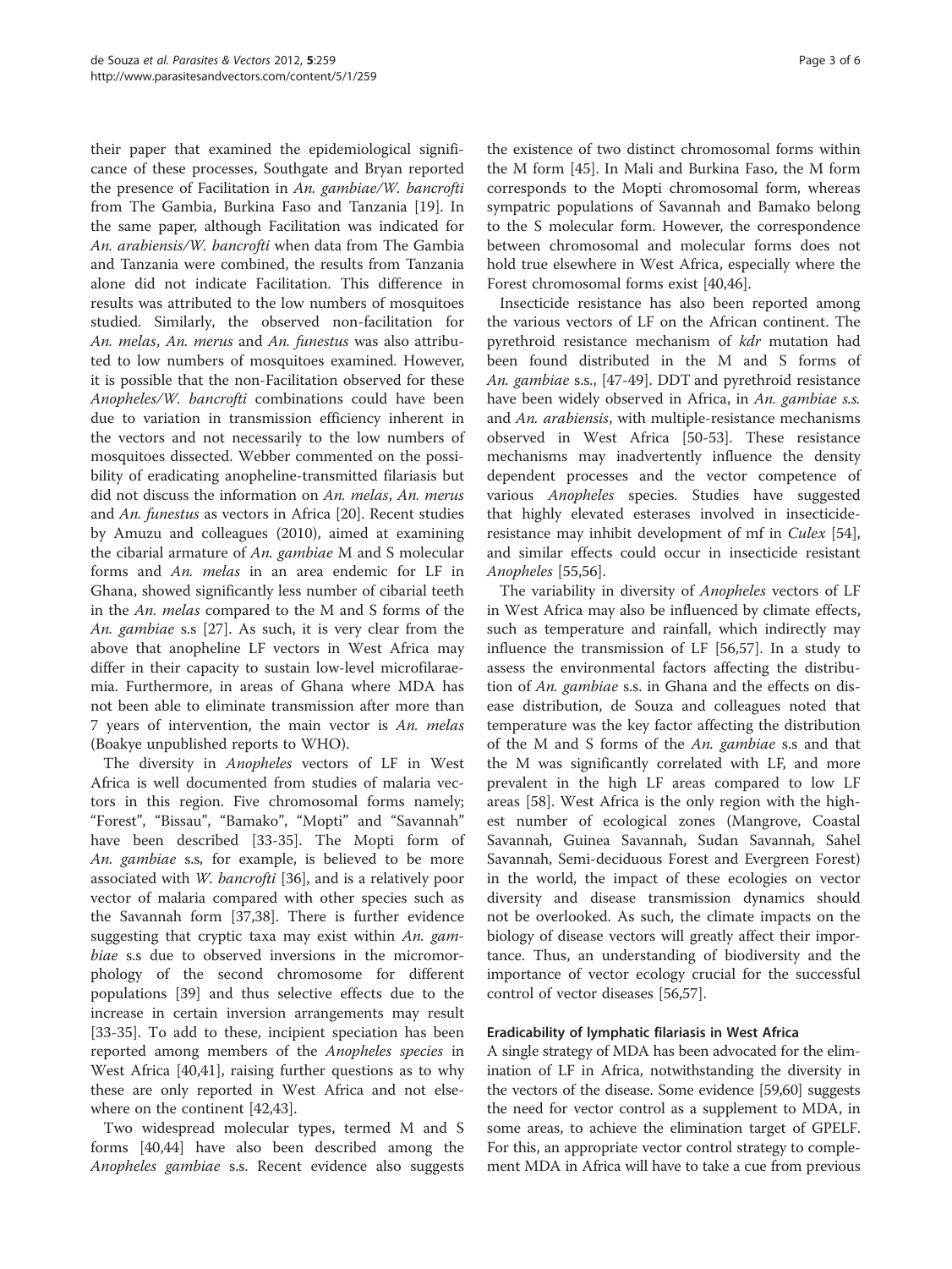their paper that examined the epidemiological significance of these processes, Southgate and Bryan reported the presence of Facilitation in *An. gambiae*/*W. bancrofti* from The Gambia, Burkina Faso and Tanzania [19]. In the same paper, although Facilitation was indicated for *An. arabiensis*/*W. bancrofti* when data from The Gambia and Tanzania were combined, the results from Tanzania alone did not indicate Facilitation. This difference in results was attributed to the low numbers of mosquitoes studied. Similarly, the observed non-facilitation for *An. melas*, *An. merus* and *An. funestus* was also attributed to low numbers of mosquitoes examined. However, it is possible that the non-Facilitation observed for these *Anopheles*/*W. bancrofti* combinations could have been due to variation in transmission efficiency inherent in the vectors and not necessarily to the low numbers of mosquitoes dissected. Webber commented on the possibility of eradicating anopheline-transmitted filariasis but did not discuss the information on *An. melas*, *An. merus* and *An. funestus* as vectors in Africa [20]. Recent studies by Amuzu and colleagues (2010), aimed at examining the cibarial armature of *An. gambiae* M and S molecular forms and *An. melas* in an area endemic for LF in Ghana, showed significantly less number of cibarial teeth in the *An. melas* compared to the M and S forms of the *An. gambiae* s.s [27]. As such, it is very clear from the above that anopheline LF vectors in West Africa may differ in their capacity to sustain low-level microfilaraemia. Furthermore, in areas of Ghana where MDA has not been able to eliminate transmission after more than 7 years of intervention, the main vector is *An. melas* (Boakye unpublished reports to WHO).

The diversity in *Anopheles* vectors of LF in West Africa is well documented from studies of malaria vectors in this region. Five chromosomal forms namely; "Forest", "Bissau", "Bamako", "Mopti" and "Savannah" have been described [33-35]. The Mopti form of *An. gambiae* s.s, for example, is believed to be more associated with *W. bancrofti* [36], and is a relatively poor vector of malaria compared with other species such as the Savannah form [37,38]. There is further evidence suggesting that cryptic taxa may exist within *An. gambiae* s.s due to observed inversions in the micromorphology of the second chromosome for different populations [39] and thus selective effects due to the increase in certain inversion arrangements may result [33-35]. To add to these, incipient speciation has been reported among members of the *Anopheles species* in West Africa [40,41], raising further questions as to why these are only reported in West Africa and not elsewhere on the continent [42,43].

Two widespread molecular types, termed M and S forms [40,44] have also been described among the *Anopheles gambiae* s.s. Recent evidence also suggests the existence of two distinct chromosomal forms within the M form [45]. In Mali and Burkina Faso, the M form corresponds to the Mopti chromosomal form, whereas sympatric populations of Savannah and Bamako belong to the S molecular form. However, the correspondence between chromosomal and molecular forms does not hold true elsewhere in West Africa, especially where the Forest chromosomal forms exist [40,46].

Insecticide resistance has also been reported among the various vectors of LF on the African continent. The pyrethroid resistance mechanism of *kdr* mutation had been found distributed in the M and S forms of *An. gambiae* s.s., [47-49]. DDT and pyrethroid resistance have been widely observed in Africa, in *An. gambiae s.s.* and *An. arabiensis*, with multiple-resistance mechanisms observed in West Africa [50-53]. These resistance mechanisms may inadvertently influence the density dependent processes and the vector competence of various *Anopheles* species. Studies have suggested that highly elevated esterases involved in insecticide-resistance may inhibit development of mf in *Culex* [54], and similar effects could occur in insecticide resistant *Anopheles* [55,56].

The variability in diversity of *Anopheles* vectors of LF in West Africa may also be influenced by climate effects, such as temperature and rainfall, which indirectly may influence the transmission of LF [56,57]. In a study to assess the environmental factors affecting the distribution of *An. gambiae* s.s. in Ghana and the effects on disease distribution, de Souza and colleagues noted that temperature was the key factor affecting the distribution of the M and S forms of the *An. gambiae* s.s and that the M was significantly correlated with LF, and more prevalent in the high LF areas compared to low LF areas [58]. West Africa is the only region with the highest number of ecological zones (Mangrove, Coastal Savannah, Guinea Savannah, Sudan Savannah, Sahel Savannah, Semi-deciduous Forest and Evergreen Forest) in the world, the impact of these ecologies on vector diversity and disease transmission dynamics should not be overlooked. As such, the climate impacts on the biology of disease vectors will greatly affect their importance. Thus, an understanding of biodiversity and the importance of vector ecology crucial for the successful control of vector diseases [56,57].

### Eradicability of lymphatic filariasis in West Africa

A single strategy of MDA has been advocated for the elimination of LF in Africa, notwithstanding the diversity in the vectors of the disease. Some evidence [59,60] suggests the need for vector control as a supplement to MDA, in some areas, to achieve the elimination target of GPELF. For this, an appropriate vector control strategy to complement MDA in Africa will have to take a cue from previous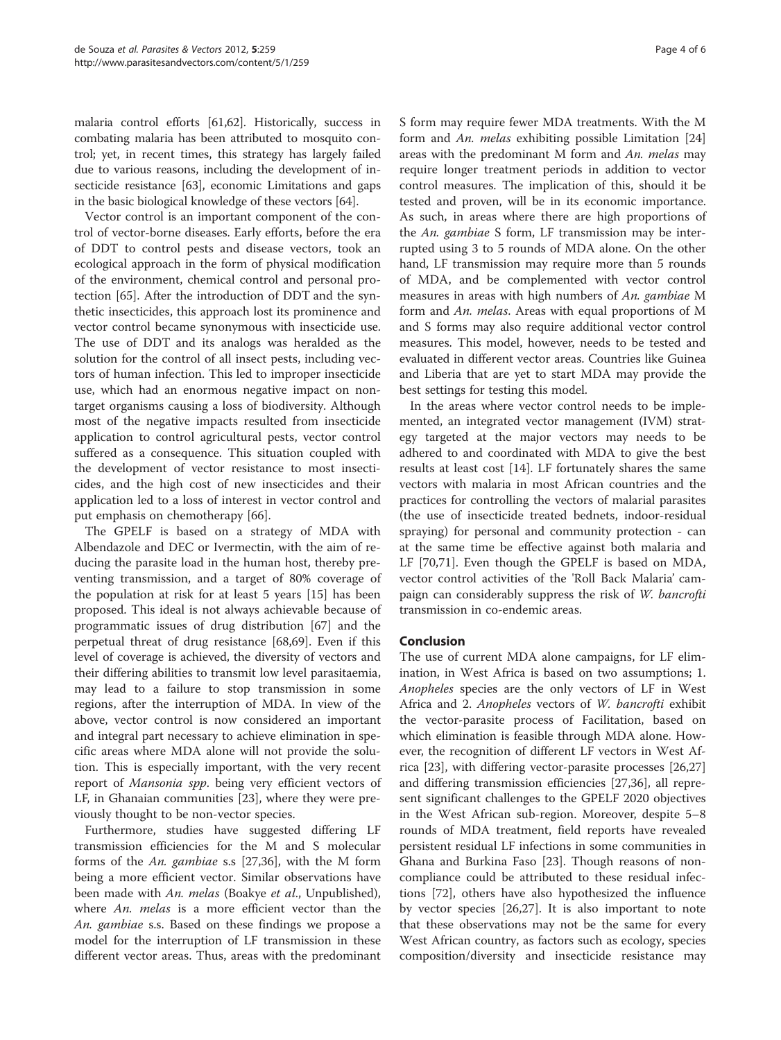malaria control efforts [61,62]. Historically, success in combating malaria has been attributed to mosquito control; yet, in recent times, this strategy has largely failed due to various reasons, including the development of insecticide resistance [63], economic Limitations and gaps in the basic biological knowledge of these vectors [64].

Vector control is an important component of the control of vector-borne diseases. Early efforts, before the era of DDT to control pests and disease vectors, took an ecological approach in the form of physical modification of the environment, chemical control and personal protection [65]. After the introduction of DDT and the synthetic insecticides, this approach lost its prominence and vector control became synonymous with insecticide use. The use of DDT and its analogs was heralded as the solution for the control of all insect pests, including vectors of human infection. This led to improper insecticide use, which had an enormous negative impact on non-target organisms causing a loss of biodiversity. Although most of the negative impacts resulted from insecticide application to control agricultural pests, vector control suffered as a consequence. This situation coupled with the development of vector resistance to most insecticides, and the high cost of new insecticides and their application led to a loss of interest in vector control and put emphasis on chemotherapy [66].

The GPELF is based on a strategy of MDA with Albendazole and DEC or Ivermectin, with the aim of reducing the parasite load in the human host, thereby preventing transmission, and a target of 80% coverage of the population at risk for at least 5 years [15] has been proposed. This ideal is not always achievable because of programmatic issues of drug distribution [67] and the perpetual threat of drug resistance [68,69]. Even if this level of coverage is achieved, the diversity of vectors and their differing abilities to transmit low level parasitaemia, may lead to a failure to stop transmission in some regions, after the interruption of MDA. In view of the above, vector control is now considered an important and integral part necessary to achieve elimination in specific areas where MDA alone will not provide the solution. This is especially important, with the very recent report of *Mansonia spp*. being very efficient vectors of LF, in Ghanaian communities [23], where they were previously thought to be non-vector species.

Furthermore, studies have suggested differing LF transmission efficiencies for the M and S molecular forms of the *An. gambiae* s.s [27,36], with the M form being a more efficient vector. Similar observations have been made with *An. melas* (Boakye *et al*., Unpublished), where *An. melas* is a more efficient vector than the *An. gambiae* s.s. Based on these findings we propose a model for the interruption of LF transmission in these different vector areas. Thus, areas with the predominant S form may require fewer MDA treatments. With the M form and *An. melas* exhibiting possible Limitation [24] areas with the predominant M form and *An. melas* may require longer treatment periods in addition to vector control measures. The implication of this, should it be tested and proven, will be in its economic importance. As such, in areas where there are high proportions of the *An. gambiae* S form, LF transmission may be interrupted using 3 to 5 rounds of MDA alone. On the other hand, LF transmission may require more than 5 rounds of MDA, and be complemented with vector control measures in areas with high numbers of *An. gambiae* M form and *An. melas*. Areas with equal proportions of M and S forms may also require additional vector control measures. This model, however, needs to be tested and evaluated in different vector areas. Countries like Guinea and Liberia that are yet to start MDA may provide the best settings for testing this model.

In the areas where vector control needs to be implemented, an integrated vector management (IVM) strategy targeted at the major vectors may needs to be adhered to and coordinated with MDA to give the best results at least cost [14]. LF fortunately shares the same vectors with malaria in most African countries and the practices for controlling the vectors of malarial parasites (the use of insecticide treated bednets, indoor-residual spraying) for personal and community protection - can at the same time be effective against both malaria and LF [70,71]. Even though the GPELF is based on MDA, vector control activities of the 'Roll Back Malaria' campaign can considerably suppress the risk of *W. bancrofti* transmission in co-endemic areas.

## Conclusion

The use of current MDA alone campaigns, for LF elimination, in West Africa is based on two assumptions; 1. *Anopheles* species are the only vectors of LF in West Africa and 2. *Anopheles* vectors of *W. bancrofti* exhibit the vector-parasite process of Facilitation, based on which elimination is feasible through MDA alone. However, the recognition of different LF vectors in West Africa [23], with differing vector-parasite processes [26,27] and differing transmission efficiencies [27,36], all represent significant challenges to the GPELF 2020 objectives in the West African sub-region. Moreover, despite 5–8 rounds of MDA treatment, field reports have revealed persistent residual LF infections in some communities in Ghana and Burkina Faso [23]. Though reasons of non-compliance could be attributed to these residual infections [72], others have also hypothesized the influence by vector species [26,27]. It is also important to note that these observations may not be the same for every West African country, as factors such as ecology, species composition/diversity and insecticide resistance may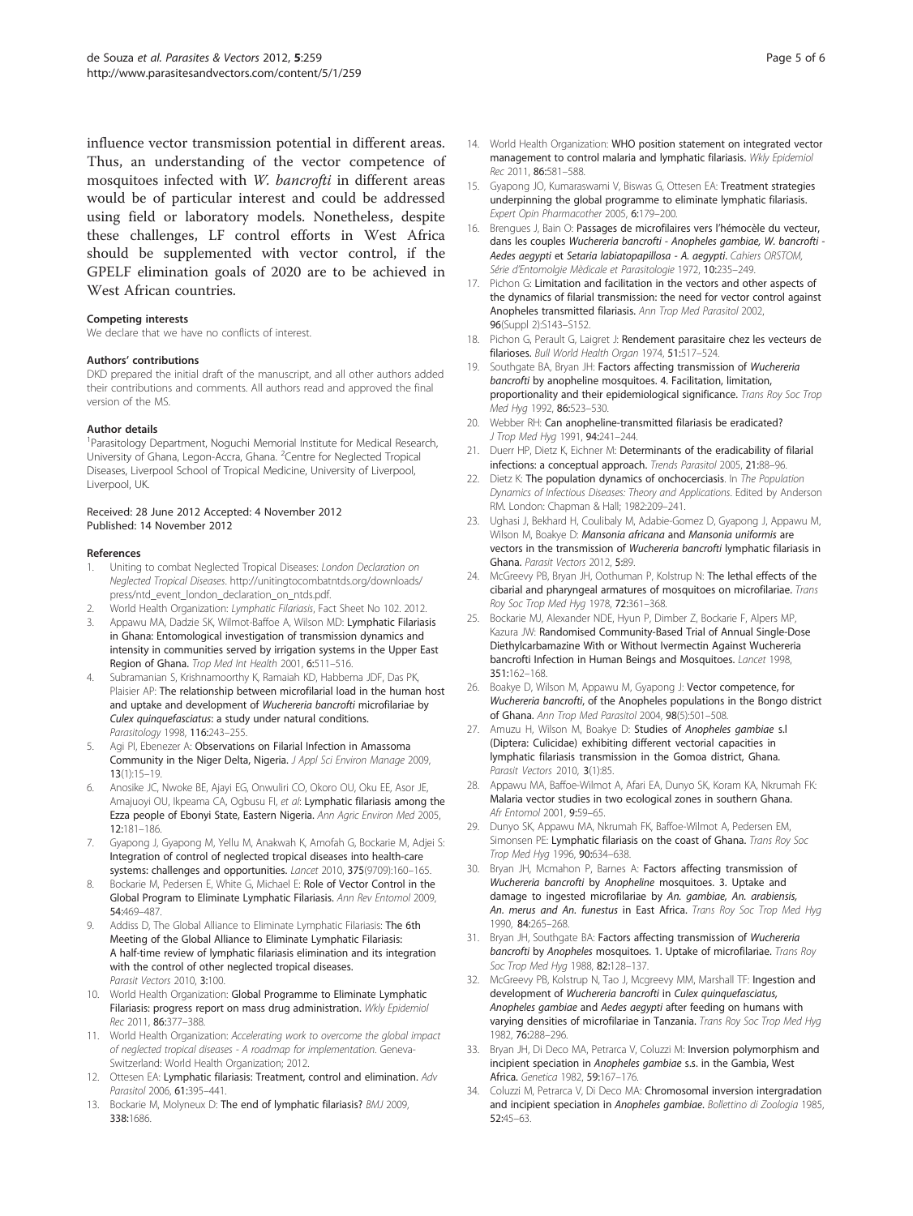influence vector transmission potential in different areas. Thus, an understanding of the vector competence of mosquitoes infected with *W. bancrofti* in different areas would be of particular interest and could be addressed using field or laboratory models. Nonetheless, despite these challenges, LF control efforts in West Africa should be supplemented with vector control, if the GPELF elimination goals of 2020 are to be achieved in West African countries.

#### Competing interests

We declare that we have no conflicts of interest.

#### Authors' contributions

DKD prepared the initial draft of the manuscript, and all other authors added their contributions and comments. All authors read and approved the final version of the MS.

#### Author details

[1]Parasitology Department, Noguchi Memorial Institute for Medical Research, University of Ghana, Legon-Accra, Ghana. [2]Centre for Neglected Tropical Diseases, Liverpool School of Tropical Medicine, University of Liverpool, Liverpool, UK.

Received: 28 June 2012 Accepted: 4 November 2012
Published: 14 November 2012

#### References

1. Uniting to combat Neglected Tropical Diseases: *London Declaration on Neglected Tropical Diseases*. http://unitingtocombatntds.org/downloads/press/ntd_event_london_declaration_on_ntds.pdf.
2. World Health Organization: *Lymphatic Filariasis*, Fact Sheet No 102. 2012.
3. Appawu MA, Dadzie SK, Wilmot-Baffoe A, Wilson MD: **Lymphatic Filariasis in Ghana: Entomological investigation of transmission dynamics and intensity in communities served by irrigation systems in the Upper East Region of Ghana.** *Trop Med Int Health* 2001, **6:**511–516.
4. Subramanian S, Krishnamoorthy K, Ramaiah KD, Habbema JDF, Das PK, Plaisier AP: **The relationship between microfilarial load in the human host and uptake and development of** ***Wuchereria bancrofti*** **microfilariae by** ***Culex quinquefasciatus*****: a study under natural conditions.** *Parasitology* 1998, **116:**243–255.
5. Agi PI, Ebenezer A: **Observations on Filarial Infection in Amassoma Community in the Niger Delta, Nigeria.** *J Appl Sci Environ Manage* 2009, **13**(1):15–19.
6. Anosike JC, Nwoke BE, Ajayi EG, Onwuliri CO, Okoro OU, Oku EE, Asor JE, Amajuoyi OU, Ikpeama CA, Ogbusu FI, *et al*: **Lymphatic filariasis among the Ezza people of Ebonyi State, Eastern Nigeria.** *Ann Agric Environ Med* 2005, **12:**181–186.
7. Gyapong J, Gyapong M, Yellu M, Anakwah K, Amofah G, Bockarie M, Adjei S: **Integration of control of neglected tropical diseases into health-care systems: challenges and opportunities.** *Lancet* 2010, **375**(9709):160–165.
8. Bockarie M, Pedersen E, White G, Michael E: **Role of Vector Control in the Global Program to Eliminate Lymphatic Filariasis.** *Ann Rev Entomol* 2009, **54:**469–487.
9. Addiss D, The Global Alliance to Eliminate Lymphatic Filariasis: **The 6th Meeting of the Global Alliance to Eliminate Lymphatic Filariasis: A half-time review of lymphatic filariasis elimination and its integration with the control of other neglected tropical diseases.** *Parasit Vectors* 2010, **3:**100.
10. World Health Organization: **Global Programme to Eliminate Lymphatic Filariasis: progress report on mass drug administration.** *Wkly Epidemiol Rec* 2011, **86:**377–388.
11. World Health Organization: *Accelerating work to overcome the global impact of neglected tropical diseases - A roadmap for implementation*. Geneva-Switzerland: World Health Organization; 2012.
12. Ottesen EA: **Lymphatic filariasis: Treatment, control and elimination.** *Adv Parasitol* 2006, **61:**395–441.
13. Bockarie M, Molyneux D: **The end of lymphatic filariasis?** *BMJ* 2009, **338:**1686.
14. World Health Organization: **WHO position statement on integrated vector management to control malaria and lymphatic filariasis.** *Wkly Epidemiol Rec* 2011, **86:**581–588.
15. Gyapong JO, Kumaraswami V, Biswas G, Ottesen EA: **Treatment strategies underpinning the global programme to eliminate lymphatic filariasis.** *Expert Opin Pharmacother* 2005, **6:**179–200.
16. Brengues J, Bain O: **Passages de microfilaires vers l'hémocèle du vecteur, dans les couples** ***Wuchereria bancrofti - Anopheles gambiae, W. bancrofti - Aedes aegypti*** **et** ***Setaria labiatopapillosa - A. aegypti*****.** *Cahiers ORSTOM, Série d'Entomolgie Mèdicale et Parasitologie* 1972, **10:**235–249.
17. Pichon G: **Limitation and facilitation in the vectors and other aspects of the dynamics of filarial transmission: the need for vector control against Anopheles transmitted filariasis.** *Ann Trop Med Parasitol* 2002, **96**(Suppl 2):S143–S152.
18. Pichon G, Perault G, Laigret J: **Rendement parasitaire chez les vecteurs de filarioses.** *Bull World Health Organ* 1974, **51:**517–524.
19. Southgate BA, Bryan JH: **Factors affecting transmission of** ***Wuchereria bancrofti*** **by anopheline mosquitoes. 4. Facilitation, limitation, proportionality and their epidemiological significance.** *Trans Roy Soc Trop Med Hyg* 1992, **86:**523–530.
20. Webber RH: **Can anopheline-transmitted filariasis be eradicated?** *J Trop Med Hyg* 1991, **94:**241–244.
21. Duerr HP, Dietz K, Eichner M: **Determinants of the eradicability of filarial infections: a conceptual approach.** *Trends Parasitol* 2005, **21:**88–96.
22. Dietz K: **The population dynamics of onchocerciasis.** In *The Population Dynamics of Infectious Diseases: Theory and Applications*. Edited by Anderson RM. London: Chapman & Hall; 1982:209–241.
23. Ughasi J, Bekhard H, Coulibaly M, Adabie-Gomez D, Gyapong J, Appawu M, Wilson M, Boakye D: ***Mansonia africana*** **and** ***Mansonia uniformis*** **are vectors in the transmission of** ***Wuchereria bancrofti*** **lymphatic filariasis in Ghana.** *Parasit Vectors* 2012, **5:**89.
24. McGreevy PB, Bryan JH, Oothuman P, Kolstrup N: **The lethal effects of the cibarial and pharyngeal armatures of mosquitoes on microfilariae.** *Trans Roy Soc Trop Med Hyg* 1978, **72:**361–368.
25. Bockarie MJ, Alexander NDE, Hyun P, Dimber Z, Bockarie F, Alpers MP, Kazura JW: **Randomised Community-Based Trial of Annual Single-Dose Diethylcarbamazine With or Without Ivermectin Against Wuchereria bancrofti Infection in Human Beings and Mosquitoes.** *Lancet* 1998, **351:**162–168.
26. Boakye D, Wilson M, Appawu M, Gyapong J: **Vector competence, for** ***Wuchereria bancrofti*****, of the Anopheles populations in the Bongo district of Ghana.** *Ann Trop Med Parasitol* 2004, **98**(5):501–508.
27. Amuzu H, Wilson M, Boakye D: **Studies of** ***Anopheles gambiae*** **s.l (Diptera: Culicidae) exhibiting different vectorial capacities in lymphatic filariasis transmission in the Gomoa district, Ghana.** *Parasit Vectors* 2010, **3**(1):85.
28. Appawu MA, Baffoe-Wilmot A, Afari EA, Dunyo SK, Koram KA, Nkrumah FK: **Malaria vector studies in two ecological zones in southern Ghana.** *Afr Entomol* 2001, **9:**59–65.
29. Dunyo SK, Appawu MA, Nkrumah FK, Baffoe-Wilmot A, Pedersen EM, Simonsen PE: **Lymphatic filariasis on the coast of Ghana.** *Trans Roy Soc Trop Med Hyg* 1996, **90:**634–638.
30. Bryan JH, Mcmahon P, Barnes A: **Factors affecting transmission of** ***Wuchereria bancrofti*** **by** ***Anopheline*** **mosquitoes. 3. Uptake and damage to ingested microfilariae by** ***An. gambiae, An. arabiensis, An. merus*** **and** ***An. funestus*** **in East Africa.** *Trans Roy Soc Trop Med Hyg* 1990, **84:**265–268.
31. Bryan JH, Southgate BA: **Factors affecting transmission of** ***Wuchereria bancrofti*** **by** ***Anopheles*** **mosquitoes. 1. Uptake of microfilariae.** *Trans Roy Soc Trop Med Hyg* 1988, **82:**128–137.
32. McGreevy PB, Kolstrup N, Tao J, Mcgreevy MM, Marshall TF: **Ingestion and development of** ***Wuchereria bancrofti*** **in** ***Culex quinquefasciatus, Anopheles gambiae*** **and** ***Aedes aegypti*** **after feeding on humans with varying densities of microfilariae in Tanzania.** *Trans Roy Soc Trop Med Hyg* 1982, **76:**288–296.
33. Bryan JH, Di Deco MA, Petrarca V, Coluzzi M: **Inversion polymorphism and incipient speciation in** ***Anopheles gambiae*** **s.s. in the Gambia, West Africa.** *Genetica* 1982, **59:**167–176.
34. Coluzzi M, Petrarca V, Di Deco MA: **Chromosomal inversion intergradation and incipient speciation in** ***Anopheles gambiae*****.** *Bollettino di Zoologia* 1985, **52:**45–63.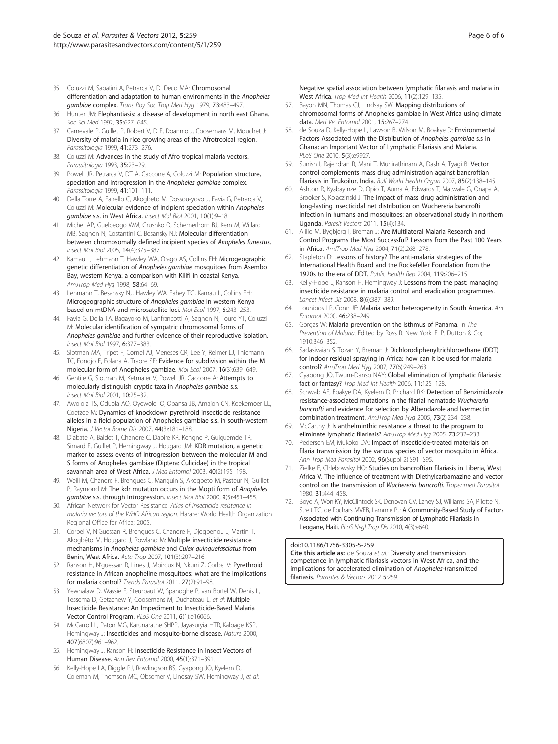35. Coluzzi M, Sabatini A, Petrarca V, Di Deco MA: **Chromosomal differentiation and adaptation to human environments in the *Anopheles gambiae* complex.** *Trans Roy Soc Trop Med Hyg* 1979, **73:**483–497.
36. Hunter JM: **Elephantiasis: a disease of development in north east Ghana.** *Soc Sci Med* 1992, **35:**627–645.
37. Carnevale P, Guillet P, Robert V, D F, Doannio J, Coosemans M, Mouchet J: **Diversity of malaria in rice growing areas of the Afrotropical region.** *Parassitologia* 1999, **41:**273–276.
38. Coluzzi M: **Advances in the study of Afro tropical malaria vectors.** *Parassitologia* 1993, **35:**23–29.
39. Powell JR, Petrarca V, DT A, Caccone A, Coluzzi M: **Population structure, speciation and introgression in the *Anopheles gambiae* complex.** *Parassitologia* 1999, **41:**101–111.
40. Della Torre A, Fanello C, Akogbeto M, Dossou-yovo J, Favia G, Petrarca V, Coluzzi M: **Molecular evidence of incipient speciation within *Anopheles gambiae* s.s. in West Africa.** *Insect Mol Biol* 2001, **10**(1):9–18.
41. Michel AP, Guelbeogo WM, Grushko O, Schemerhorn BJ, Kern M, Willard MB, Sagnon N, Costantini C, Besansky NJ: **Molecular differentiation between chromosomally defined incipient species of *Anopheles funestus*.** *Insect Mol Biol* 2005, **14**(4):375–387.
42. Kamau L, Lehmann T, Hawley WA, Orago AS, Collins FH: **Microgeographic genetic differentiation of *Anopheles gambiae* mosquitoes from Asembo Bay, western Kenya: a comparison with Kilifi in coastal Kenya.** *AmJTrop Med Hyg* 1998, **58:**64–69.
43. Lehmann T, Besansky NJ, Hawley WA, Fahey TG, Kamau L, Collins FH: **Microgeographic structure of *Anopheles gambiae* in western Kenya based on mtDNA and microsatellite loci.** *Mol Ecol* 1997, **6:**243–253.
44. Favia G, Della TA, Bagayoko M, Lanfrancotti A, Sagnon N, Toure YT, Coluzzi M: **Molecular identification of sympatric chromosomal forms of *Anopheles gambiae* and further evidence of their reproductive isolation.** *Insect Mol Biol* 1997, **6:**377–383.
45. Slotman MA, Tripet F, Cornel AJ, Meneses CR, Lee Y, Reimer LJ, Thiemann TC, Fondjo E, Fofana A, Traore SF: **Evidence for subdivision within the M molecular form of Anopheles gambiae.** *Mol Ecol* 2007, **16**(3):639–649.
46. Gentile G, Slotman M, Ketmaier V, Powell JR, Caccone A: **Attempts to molecularly distinguish cryptic taxa in *Anopheles gambiae* s.s.** *Insect Mol Biol* 2001, **10:**25–32.
47. Awolola TS, Oduola AO, Oyewole IO, Obansa JB, Amajoh CN, Koekemoer LL, Coetzee M: **Dynamics of knockdown pyrethroid insecticide resistance alleles in a field population of Anopheles gambiae s.s. in south-western Nigeria.** *J Vector Borne Dis* 2007, **44**(3):181–188.
48. Diabate A, Baldet T, Chandre C, Dabire KR, Kengne P, Guiguemde TR, Simard F, Guillet P, Hemingway J, Hougard JM: **KDR mutation, a genetic marker to assess events of introgression between the molecular M and S forms of Anopheles gambiae (Diptera: Culicidae) in the tropical savannah area of West Africa.** *J Med Entomol* 2003, **40**(2):195–198.
49. Weill M, Chandre F, Brengues C, Manguin S, Akogbeto M, Pasteur N, Guillet P, Raymond M: **The kdr mutation occurs in the Mopti form of *Anopheles gambiae* s.s. through introgression.** *Insect Mol Biol* 2000, **9**(5):451–455.
50. African Network for Vector Resistance: *Atlas of insecticide resistance in malaria vectors of the WHO African region*. Harare: World Health Organization Regional Office for Africa; 2005.
51. Corbel V, N'Guessan R, Brengues C, Chandre F, Djogbenou L, Martin T, Akogbéto M, Hougard J, Rowland M: **Multiple insecticide resistance mechanisms in *Anopheles gambiae* and *Culex quinquefasciatus* from Benin, West Africa.** *Acta Trop* 2007, **101**(3):207–216.
52. Ranson H, N'guessan R, Lines J, Moiroux N, Nkuni Z, Corbel V: **Pyrethroid resistance in African anopheline mosquitoes: what are the implications for malaria control?** *Trends Parasitol* 2011, **27**(2):91–98.
53. Yewhalaw D, Wassie F, Steurbaut W, Spanoghe P, van Bortel W, Denis L, Tessema D, Getachew Y, Coosemans M, Duchateau L, *et al*: **Multiple Insecticide Resistance: An Impediment to Insecticide-Based Malaria Vector Control Program.** *PLoS One* 2011, **6**(1):e16066.
54. McCarroll L, Paton MG, Karunaratne SHPP, Jayasuryia HTR, Kalpage KSP, Hemingway J: **Insecticides and mosquito-borne disease.** *Nature* 2000, **407**(6807):961–962.
55. Hemingway J, Ranson H: **Insecticide Resistance in Insect Vectors of Human Disease.** *Ann Rev Entomol* 2000, **45**(1):371–391.
56. Kelly-Hope LA, Diggle PJ, Rowlingson BS, Gyapong JO, Kyelem D, Coleman M, Thomson MC, Obsomer V, Lindsay SW, Hemingway J, *et al*: **Negative spatial association between lymphatic filariasis and malaria in West Africa.** *Trop Med Int Health* 2006, **11**(2):129–135.
57. Bayoh MN, Thomas CJ, Lindsay SW: **Mapping distributions of chromosomal forms of Anopheles gambiae in West Africa using climate data.** *Med Vet Entomol* 2001, **15:**267–274.
58. de Souza D, Kelly-Hope L, Lawson B, Wilson M, Boakye D: **Environmental Factors Associated with the Distribution of *Anopheles gambiae* s.s in Ghana; an Important Vector of Lymphatic Filariasis and Malaria.** *PLoS One* 2010, **5**(3):e9927.
59. Sunish I, Rajendran R, Mani T, Munirathinam A, Dash A, Tyagi B: **Vector control complements mass drug administration against bancroftian filariasis in Tirukoilur, India.** *Bull World Health Organ* 2007, **85**(2):138–145.
60. Ashton R, Kyabayinze D, Opio T, Auma A, Edwards T, Matwale G, Onapa A, Brooker S, Kolaczinski J: **The impact of mass drug administration and long-lasting insecticidal net distribution on Wuchereria bancrofti infection in humans and mosquitoes: an observational study in northern Uganda.** *Parasit Vectors* 2011, **15**(4):134.
61. Alilio M, Bygbjerg I, Breman J: **Are Multilateral Malaria Research and Control Programs the Most Successful? Lessons from the Past 100 Years in Africa.** *AmJTrop Med Hyg* 2004, **71**(2):268–278.
62. Stapleton D: **Lessons of history? The anti-malaria strategies of the International Health Board and the Rockefeller Foundation from the 1920s to the era of DDT.** *Public Health Rep* 2004, **119:**206–215.
63. Kelly-Hope L, Ranson H, Hemingway J: **Lessons from the past: managing insecticide resistance in malaria control and eradication programmes.** *Lancet Infect Dis* 2008, **8**(6):387–389.
64. Lounibos LP, Conn JE: **Malaria vector heterogeneity in South America.** *Am Entomol* 2000, **46:**238–249.
65. Gorgas W: **Malaria prevention on the Isthmus of Panama.** In *The Prevention of Malaria*. Edited by Ross R. New York: E. P. Dutton & Co; 1910:346–352.
66. Sadasivaiah S, Tozan Y, Breman J: **Dichlorodiphenyltrichloroethane (DDT) for indoor residual spraying in Africa: how can it be used for malaria control?** *AmJTrop Med Hyg* 2007, **77**(6):249–263.
67. Gyapong JO, Twum-Danso NAY: **Global elimination of lymphatic filariasis: fact or fantasy?** *Trop Med Int Health* 2006, **11:**125–128.
68. Schwab AE, Boakye DA, Kyelem D, Prichard RK: **Detection of Benzimidazole resistance-associated mutations in the filarial nematode *Wuchereria bancrofti* and evidence for selection by Albendazole and Ivermectin combination treatment.** *AmJTrop Med Hyg* 2005, **73**(2):234–238.
69. McCarthy J: **Is anthelminthic resistance a threat to the program to eliminate lymphatic filariasis?** *AmJTrop Med Hyg* 2005, **73:**232–233.
70. Pedersen EM, Mukoko DA: **Impact of insecticide-treated materials on filaria transmission by the various species of vector mosquito in Africa.** *Ann Trop Med Parasitol* 2002, **96**(Suppl 2):S91–S95.
71. Zielke E, Chlebowsky HO: **Studies on bancroftian filariasis in Liberia, West Africa V. The influence of treatment with Diethylcarbamazine and vector control on the transmission of *Wuchereria bancrofti*.** *Tropenmed Parasitol* 1980, **31:**444–458.
72. Boyd A, Won KY, McClintock SK, Donovan CV, Laney SJ, Williams SA, Pilotte N, Streit TG, de Rochars MVEB, Lammie PJ: **A Community-Based Study of Factors Associated with Continuing Transmission of Lymphatic Filariasis in Leogane, Haiti.** *PLoS Negl Trop Dis* 2010, **4**(3):e640.

doi:10.1186/1756-3305-5-259

**Cite this article as:** de Souza *et al.*: Diversity and transmission competence in lymphatic filariasis vectors in West Africa, and the implications for accelerated elimination of *Anopheles*-transmitted filariasis. *Parasites & Vectors* 2012 **5**:259.